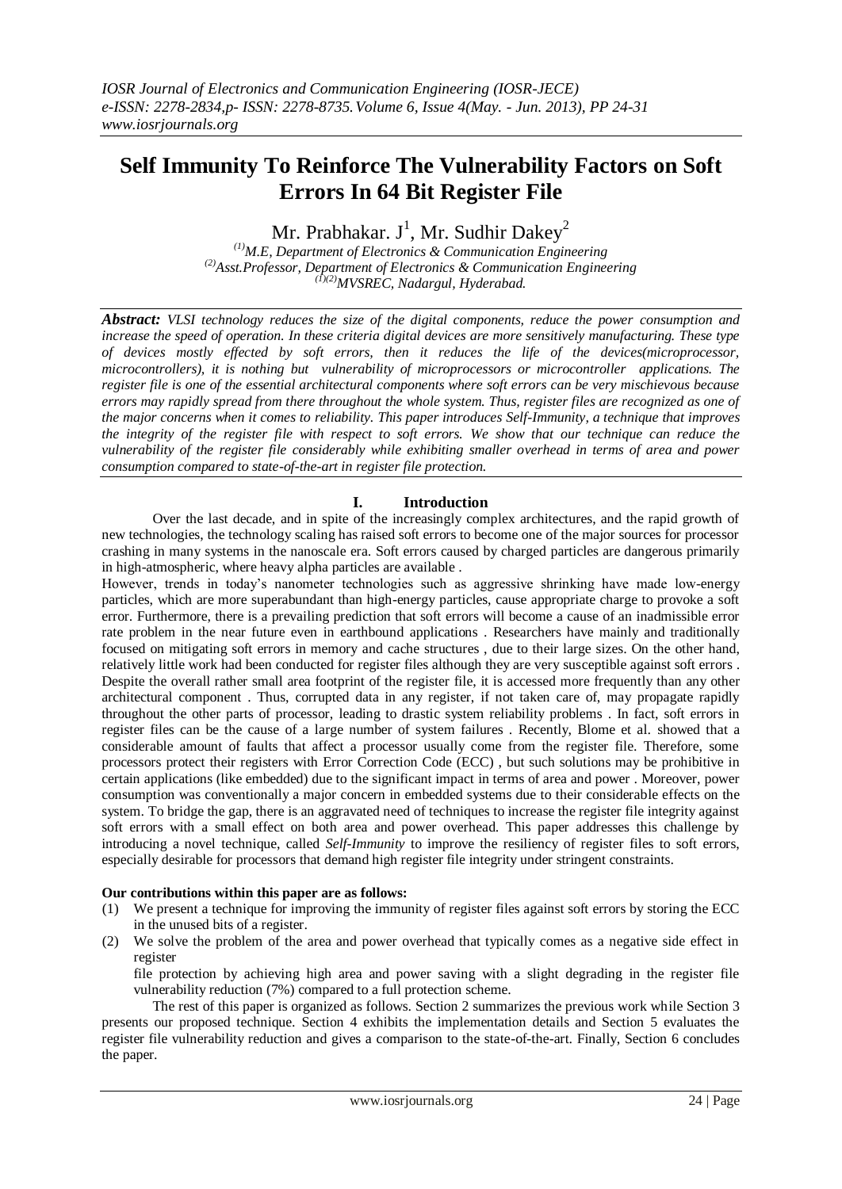# Self Immunity To Reinforce The Vulnerability Factors on Soft Errors In 64 Bit Register File

Mr. Prabhakar. J[1], Mr. Sudhir Dakey[2]

[(1)]*M.E, Department of Electronics & Communication Engineering*
[(2)]*Asst.Professor, Department of Electronics & Communication Engineering*
[(1)(2)]*MVSREC, Nadargul, Hyderabad.*

***Abstract:*** *VLSI technology reduces the size of the digital components, reduce the power consumption and increase the speed of operation. In these criteria digital devices are more sensitively manufacturing. These type of devices mostly effected by soft errors, then it reduces the life of the devices(microprocessor, microcontrollers), it is nothing but vulnerability of microprocessors or microcontroller applications. The register file is one of the essential architectural components where soft errors can be very mischievous because errors may rapidly spread from there throughout the whole system. Thus, register files are recognized as one of the major concerns when it comes to reliability. This paper introduces Self-Immunity, a technique that improves the integrity of the register file with respect to soft errors. We show that our technique can reduce the vulnerability of the register file considerably while exhibiting smaller overhead in terms of area and power consumption compared to state-of-the-art in register file protection.*

## I. Introduction

Over the last decade, and in spite of the increasingly complex architectures, and the rapid growth of new technologies, the technology scaling has raised soft errors to become one of the major sources for processor crashing in many systems in the nanoscale era. Soft errors caused by charged particles are dangerous primarily in high-atmospheric, where heavy alpha particles are available .

However, trends in today's nanometer technologies such as aggressive shrinking have made low-energy particles, which are more superabundant than high-energy particles, cause appropriate charge to provoke a soft error. Furthermore, there is a prevailing prediction that soft errors will become a cause of an inadmissible error rate problem in the near future even in earthbound applications . Researchers have mainly and traditionally focused on mitigating soft errors in memory and cache structures , due to their large sizes. On the other hand, relatively little work had been conducted for register files although they are very susceptible against soft errors . Despite the overall rather small area footprint of the register file, it is accessed more frequently than any other architectural component . Thus, corrupted data in any register, if not taken care of, may propagate rapidly throughout the other parts of processor, leading to drastic system reliability problems . In fact, soft errors in register files can be the cause of a large number of system failures . Recently, Blome et al. showed that a considerable amount of faults that affect a processor usually come from the register file. Therefore, some processors protect their registers with Error Correction Code (ECC) , but such solutions may be prohibitive in certain applications (like embedded) due to the significant impact in terms of area and power . Moreover, power consumption was conventionally a major concern in embedded systems due to their considerable effects on the system. To bridge the gap, there is an aggravated need of techniques to increase the register file integrity against soft errors with a small effect on both area and power overhead. This paper addresses this challenge by introducing a novel technique, called *Self-Immunity* to improve the resiliency of register files to soft errors, especially desirable for processors that demand high register file integrity under stringent constraints.

**Our contributions within this paper are as follows:**

(1) We present a technique for improving the immunity of register files against soft errors by storing the ECC in the unused bits of a register.

(2) We solve the problem of the area and power overhead that typically comes as a negative side effect in register file protection by achieving high area and power saving with a slight degrading in the register file vulnerability reduction (7%) compared to a full protection scheme.

The rest of this paper is organized as follows. Section 2 summarizes the previous work while Section 3 presents our proposed technique. Section 4 exhibits the implementation details and Section 5 evaluates the register file vulnerability reduction and gives a comparison to the state-of-the-art. Finally, Section 6 concludes the paper.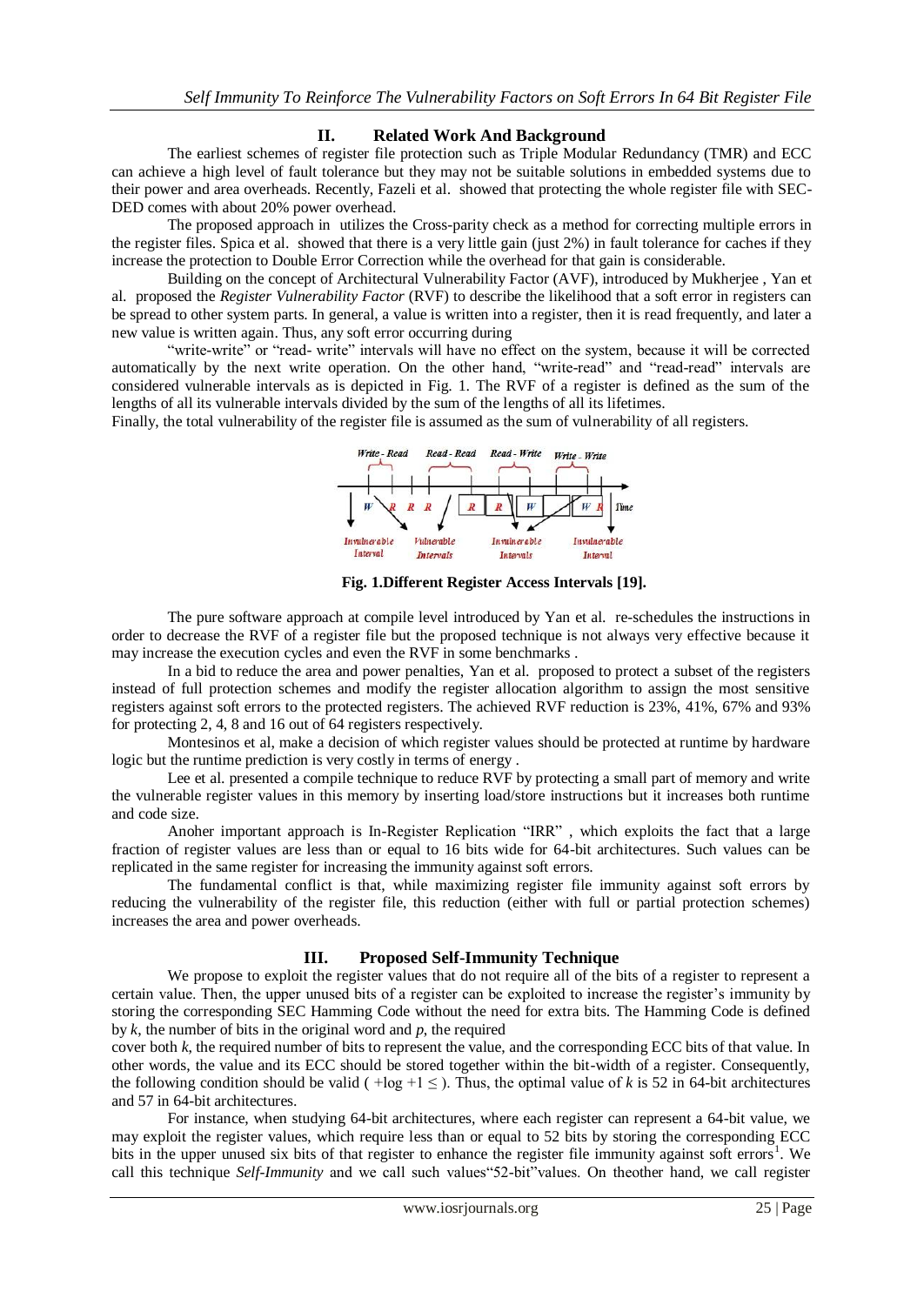## II. Related Work And Background

The earliest schemes of register file protection such as Triple Modular Redundancy (TMR) and ECC can achieve a high level of fault tolerance but they may not be suitable solutions in embedded systems due to their power and area overheads. Recently, Fazeli et al. showed that protecting the whole register file with SEC-DED comes with about 20% power overhead.

The proposed approach in utilizes the Cross-parity check as a method for correcting multiple errors in the register files. Spica et al. showed that there is a very little gain (just 2%) in fault tolerance for caches if they increase the protection to Double Error Correction while the overhead for that gain is considerable.

Building on the concept of Architectural Vulnerability Factor (AVF), introduced by Mukherjee , Yan et al. proposed the *Register Vulnerability Factor* (RVF) to describe the likelihood that a soft error in registers can be spread to other system parts. In general, a value is written into a register, then it is read frequently, and later a new value is written again. Thus, any soft error occurring during "write-write" or "read- write" intervals will have no effect on the system, because it will be corrected automatically by the next write operation. On the other hand, "write-read" and "read-read" intervals are considered vulnerable intervals as is depicted in Fig. 1. The RVF of a register is defined as the sum of the lengths of all its vulnerable intervals divided by the sum of the lengths of all its lifetimes.

Finally, the total vulnerability of the register file is assumed as the sum of vulnerability of all registers.

Write - Read
Read - Read
Read - Write
Write - Write
W R R R R R W W R Time
Invulnerable Interval
Vulnerable Intervals
Invulnerable Intervals
Invulnerable Interval

**Fig. 1.Different Register Access Intervals [19].**

The pure software approach at compile level introduced by Yan et al. re-schedules the instructions in order to decrease the RVF of a register file but the proposed technique is not always very effective because it may increase the execution cycles and even the RVF in some benchmarks .

In a bid to reduce the area and power penalties, Yan et al. proposed to protect a subset of the registers instead of full protection schemes and modify the register allocation algorithm to assign the most sensitive registers against soft errors to the protected registers. The achieved RVF reduction is 23%, 41%, 67% and 93% for protecting 2, 4, 8 and 16 out of 64 registers respectively.

Montesinos et al, make a decision of which register values should be protected at runtime by hardware logic but the runtime prediction is very costly in terms of energy .

Lee et al. presented a compile technique to reduce RVF by protecting a small part of memory and write the vulnerable register values in this memory by inserting load/store instructions but it increases both runtime and code size.

Anoher important approach is In-Register Replication "IRR" , which exploits the fact that a large fraction of register values are less than or equal to 16 bits wide for 64-bit architectures. Such values can be replicated in the same register for increasing the immunity against soft errors.

The fundamental conflict is that, while maximizing register file immunity against soft errors by reducing the vulnerability of the register file, this reduction (either with full or partial protection schemes) increases the area and power overheads.

## III. Proposed Self-Immunity Technique

We propose to exploit the register values that do not require all of the bits of a register to represent a certain value. Then, the upper unused bits of a register can be exploited to increase the register's immunity by storing the corresponding SEC Hamming Code without the need for extra bits. The Hamming Code is defined by $k$, the number of bits in the original word and $p$, the required cover both $k$, the required number of bits to represent the value, and the corresponding ECC bits of that value. In other words, the value and its ECC should be stored together within the bit-width of a register. Consequently, the following condition should be valid ( $+\log +1 \leq$ ). Thus, the optimal value of $k$ is 52 in 64-bit architectures and 57 in 64-bit architectures.

For instance, when studying 64-bit architectures, where each register can represent a 64-bit value, we may exploit the register values, which require less than or equal to 52 bits by storing the corresponding ECC bits in the upper unused six bits of that register to enhance the register file immunity against soft errors[1]. We call this technique *Self-Immunity* and we call such values"52-bit"values. On theother hand, we call register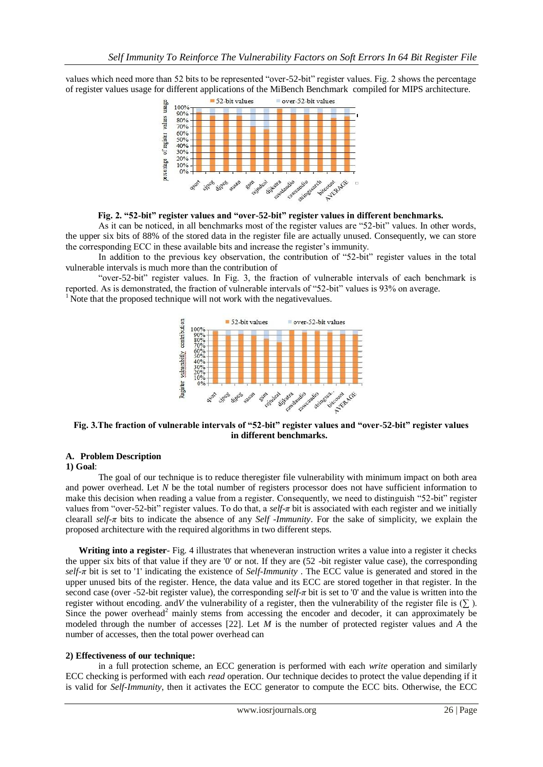values which need more than 52 bits to be represented "over-52-bit" register values. Fig. 2 shows the percentage of register values usage for different applications of the MiBench Benchmark compiled for MIPS architecture.

52-bit values
over-52-bit values
percentage of register values usage
100%
90%
80%
70%
60%
50%
40%
30%
20%
10%
0%
qsort cjpeg djpeg susan gsm rijndeal dijkstra rawdaudio rawcaudio stringsearch bitcount AVERAGE

**Fig. 2. "52-bit" register values and "over-52-bit" register values in different benchmarks.**

As it can be noticed, in all benchmarks most of the register values are "52-bit" values. In other words, the upper six bits of 88% of the stored data in the register file are actually unused. Consequently, we can store the corresponding ECC in these available bits and increase the register's immunity.

In addition to the previous key observation, the contribution of "52-bit" register values in the total vulnerable intervals is much more than the contribution of

"over-52-bit" register values. In Fig. 3, the fraction of vulnerable intervals of each benchmark is reported. As is demonstrated, the fraction of vulnerable intervals of "52-bit" values is 93% on average.

[1] Note that the proposed technique will not work with the negativevalues.

52-bit values
over-52-bit values
Register vulnerability contribution
100%
90%
80%
70%
60%
50%
40%
30%
20%
10%
0%
qsort cjpeg djpeg susan gsm rijndeal dijkstra rawdaudio rawcaudio stringsea.. bitcount AVERAGE

**Fig. 3.The fraction of vulnerable intervals of "52-bit" register values and "over-52-bit" register values in different benchmarks.**

### A. Problem Description

**1) Goal**:

The goal of our technique is to reduce theregister file vulnerability with minimum impact on both area and power overhead. Let *N* be the total number of registers processor does not have sufficient information to make this decision when reading a value from a register. Consequently, we need to distinguish "52-bit" register values from "over-52-bit" register values. To do that, a *self-π* bit is associated with each register and we initially clearall *self-π* bits to indicate the absence of any *Self -Immunity*. For the sake of simplicity, we explain the proposed architecture with the required algorithms in two different steps.

**Writing into a register**- Fig. 4 illustrates that wheneveran instruction writes a value into a register it checks the upper six bits of that value if they are '0' or not. If they are (52 -bit register value case), the corresponding *self-π* bit is set to '1' indicating the existence of *Self-Immunity* . The ECC value is generated and stored in the upper unused bits of the register. Hence, the data value and its ECC are stored together in that register. In the second case (over -52-bit register value), the corresponding *self-π* bit is set to '0' and the value is written into the register without encoding. and*V* the vulnerability of a register, then the vulnerability of the register file is ($\sum$ ). Since the power overhead[2] mainly stems from accessing the encoder and decoder, it can approximately be modeled through the number of accesses [22]. Let *M* is the number of protected register values and *A* the number of accesses, then the total power overhead can

**2) Effectiveness of our technique:**

in a full protection scheme, an ECC generation is performed with each *write* operation and similarly ECC checking is performed with each *read* operation. Our technique decides to protect the value depending if it is valid for *Self-Immunity*, then it activates the ECC generator to compute the ECC bits. Otherwise, the ECC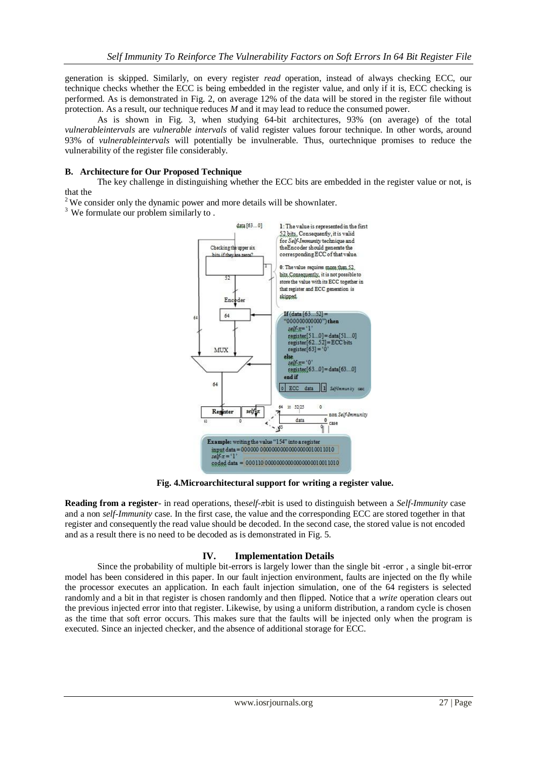generation is skipped. Similarly, on every register *read* operation, instead of always checking ECC, our technique checks whether the ECC is being embedded in the register value, and only if it is, ECC checking is performed. As is demonstrated in Fig. 2, on average 12% of the data will be stored in the register file without protection. As a result, our technique reduces *M* and it may lead to reduce the consumed power.

As is shown in Fig. 3, when studying 64-bit architectures, 93% (on average) of the total *vulnerableintervals* are *vulnerable intervals* of valid register values forour technique. In other words, around 93% of *vulnerableintervals* will potentially be invulnerable. Thus, ourtechnique promises to reduce the vulnerability of the register file considerably.

**B. Architecture for Our Proposed Technique**

The key challenge in distinguishing whether the ECC bits are embedded in the register value or not, is that the

[2] We consider only the dynamic power and more details will be shownlater.

[3] We formulate our problem similarly to .

data [63…0]

Checking the upper six bits if they are zeros?

1: The value is represented in the first 52 bits. Consequently, it is valid for *Self-Immunity* technique and theEncoder should generate the corresponding ECC of that value.

0: The value requires more than 52 bits. Consequently, it is not possible to store the value with its ECC together in that register and ECC generation is skipped.

Encoder

MUX

Register | self-π

```
If (data [63…52] = "000000000000") then
   self-π= '1'
   register[51…0] = data[51…0]
   register[62...52] = ECC bits
   register[63] = '0'
else
   self-π= '0'
   register[63...0] = data[63…0]
end if
```

0 | ECC | data | 1 | Self-Immunity case

data | 0 | non Self-Immunity case

Example: writing the value "154" into a register
input data = 000000 00000000000000000001001010
self-π = '1'
coded data = 000110 00000000000000000001001010

**Fig. 4.Microarchitectural support for writing a register value.**

**Reading from a register**- in read operations, the*self-π*bit is used to distinguish between a *Self-Immunity* case and a non *self-Immunity* case. In the first case, the value and the corresponding ECC are stored together in that register and consequently the read value should be decoded. In the second case, the stored value is not encoded and as a result there is no need to be decoded as is demonstrated in Fig. 5.

## IV. Implementation Details

Since the probability of multiple bit-errors is largely lower than the single bit -error , a single bit-error model has been considered in this paper. In our fault injection environment, faults are injected on the fly while the processor executes an application. In each fault injection simulation, one of the 64 registers is selected randomly and a bit in that register is chosen randomly and then flipped. Notice that a *write* operation clears out the previous injected error into that register. Likewise, by using a uniform distribution, a random cycle is chosen as the time that soft error occurs. This makes sure that the faults will be injected only when the program is executed. Since an injected checker, and the absence of additional storage for ECC.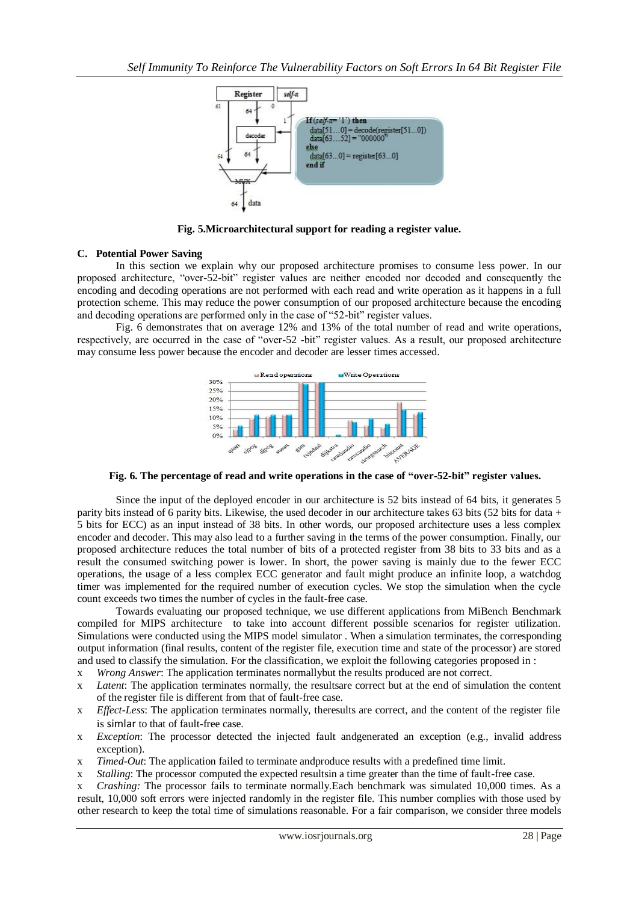Register

self-π

63

0

64

1

decoder

64

64

MUX

64

data

```
If (self-π= '1') then
  data[51…0] = decode(register[51...0])
  data[63…52] = "000000"
else
  data[63...0] = register[63...0]
end if
```

**Fig. 5.Microarchitectural support for reading a register value.**

### C. Potential Power Saving

In this section we explain why our proposed architecture promises to consume less power. In our proposed architecture, "over-52-bit" register values are neither encoded nor decoded and consequently the encoding and decoding operations are not performed with each read and write operation as it happens in a full protection scheme. This may reduce the power consumption of our proposed architecture because the encoding and decoding operations are performed only in the case of "52-bit" register values.

Fig. 6 demonstrates that on average 12% and 13% of the total number of read and write operations, respectively, are occurred in the case of "over-52 -bit" register values. As a result, our proposed architecture may consume less power because the encoder and decoder are lesser times accessed.

Read operations

Write Operations

30%

25%

20%

15%

10%

5%

0%

qsort

cjpeg

djpeg

susan

gsm

rijndael

dijkstra

rawdaudio

rawcaudio

stringsearch

bitcount

AVERAGE

**Fig. 6. The percentage of read and write operations in the case of "over-52-bit" register values.**

Since the input of the deployed encoder in our architecture is 52 bits instead of 64 bits, it generates 5 parity bits instead of 6 parity bits. Likewise, the used decoder in our architecture takes 63 bits (52 bits for data + 5 bits for ECC) as an input instead of 38 bits. In other words, our proposed architecture uses a less complex encoder and decoder. This may also lead to a further saving in the terms of the power consumption. Finally, our proposed architecture reduces the total number of bits of a protected register from 38 bits to 33 bits and as a result the consumed switching power is lower. In short, the power saving is mainly due to the fewer ECC operations, the usage of a less complex ECC generator and fault might produce an infinite loop, a watchdog timer was implemented for the required number of execution cycles. We stop the simulation when the cycle count exceeds two times the number of cycles in the fault-free case.

Towards evaluating our proposed technique, we use different applications from MiBench Benchmark compiled for MIPS architecture to take into account different possible scenarios for register utilization. Simulations were conducted using the MIPS model simulator . When a simulation terminates, the corresponding output information (final results, content of the register file, execution time and state of the processor) are stored and used to classify the simulation. For the classification, we exploit the following categories proposed in :

- *Wrong Answer*: The application terminates normallybut the results produced are not correct.
- *Latent*: The application terminates normally, the resultsare correct but at the end of simulation the content of the register file is different from that of fault-free case.
- *Effect-Less*: The application terminates normally, theresults are correct, and the content of the register file is simlar to that of fault-free case.
- *Exception*: The processor detected the injected fault andgenerated an exception (e.g., invalid address exception).
- *Timed-Out*: The application failed to terminate andproduce results with a predefined time limit.
- *Stalling*: The processor computed the expected resultsin a time greater than the time of fault-free case.
- *Crashing:* The processor fails to terminate normally.Each benchmark was simulated 10,000 times. As a result, 10,000 soft errors were injected randomly in the register file. This number complies with those used by other research to keep the total time of simulations reasonable. For a fair comparison, we consider three models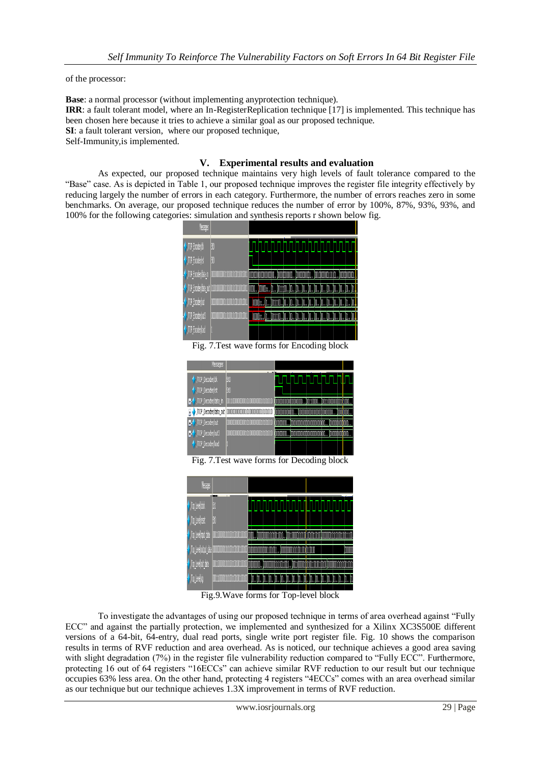of the processor:

**Base**: a normal processor (without implementing anyprotection technique).
**IRR**: a fault tolerant model, where an In-RegisterReplication technique [17] is implemented. This technique has been chosen here because it tries to achieve a similar goal as our proposed technique.
**SI**: a fault tolerant version, where our proposed technique,
Self-Immunity,is implemented.

## V. Experimental results and evaluation

As expected, our proposed technique maintains very high levels of fault tolerance compared to the "Base" case. As is depicted in Table 1, our proposed technique improves the register file integrity effectively by reducing largely the number of errors in each category. Furthermore, the number of errors reaches zero in some benchmarks. On average, our proposed technique reduces the number of error by 100%, 87%, 93%, 93%, and 100% for the following categories: simulation and synthesis reports r shown below fig.

Fig. 7.Test wave forms for Encoding block

Fig. 7.Test wave forms for Decoding block

Fig.9.Wave forms for Top-level block

To investigate the advantages of using our proposed technique in terms of area overhead against "Fully ECC" and against the partially protection, we implemented and synthesized for a Xilinx XC3S500E different versions of a 64-bit, 64-entry, dual read ports, single write port register file. Fig. 10 shows the comparison results in terms of RVF reduction and area overhead. As is noticed, our technique achieves a good area saving with slight degradation (7%) in the register file vulnerability reduction compared to "Fully ECC". Furthermore, protecting 16 out of 64 registers "16ECCs" can achieve similar RVF reduction to our result but our technique occupies 63% less area. On the other hand, protecting 4 registers "4ECCs" comes with an area overhead similar as our technique but our technique achieves 1.3X improvement in terms of RVF reduction.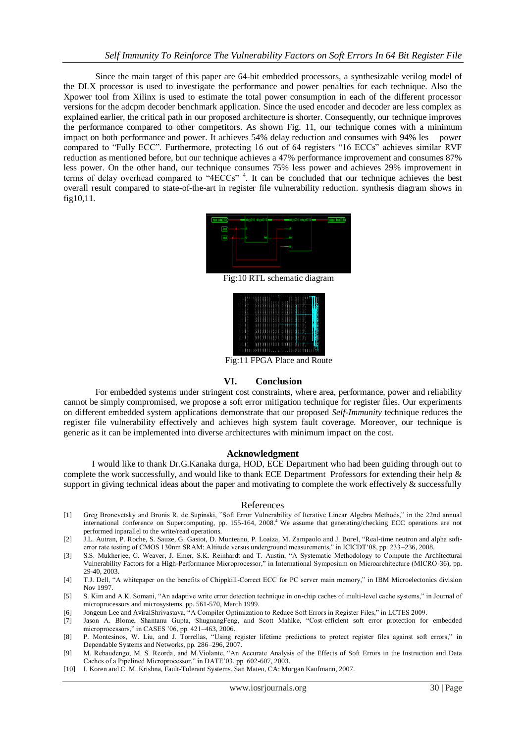Since the main target of this paper are 64-bit embedded processors, a synthesizable verilog model of the DLX processor is used to investigate the performance and power penalties for each technique. Also the Xpower tool from Xilinx is used to estimate the total power consumption in each of the different processor versions for the adcpm decoder benchmark application. Since the used encoder and decoder are less complex as explained earlier, the critical path in our proposed architecture is shorter. Consequently, our technique improves the performance compared to other competitors. As shown Fig. 11, our technique comes with a minimum impact on both performance and power. It achieves 54% delay reduction and consumes with 94% les power compared to "Fully ECC". Furthermore, protecting 16 out of 64 registers "16 ECCs" achieves similar RVF reduction as mentioned before, but our technique achieves a 47% performance improvement and consumes 87% less power. On the other hand, our technique consumes 75% less power and achieves 29% improvement in terms of delay overhead compared to "4ECCs" [4]. It can be concluded that our technique achieves the best overall result compared to state-of-the-art in register file vulnerability reduction. synthesis diagram shows in fig10,11.

Fig:10 RTL schematic diagram

Fig:11 FPGA Place and Route

## VI. Conclusion

For embedded systems under stringent cost constraints, where area, performance, power and reliability cannot be simply compromised, we propose a soft error mitigation technique for register files. Our experiments on different embedded system applications demonstrate that our proposed *Self-Immunity* technique reduces the register file vulnerability effectively and achieves high system fault coverage. Moreover, our technique is generic as it can be implemented into diverse architectures with minimum impact on the cost.

## Acknowledgment

I would like to thank Dr.G.Kanaka durga, HOD, ECE Department who had been guiding through out to complete the work successfully, and would like to thank ECE Department Professors for extending their help & support in giving technical ideas about the paper and motivating to complete the work effectively & successfully

## References

[1] Greg Bronevetsky and Bronis R. de Supinski, "Soft Error Vulnerability of Iterative Linear Algebra Methods," in the 22nd annual international conference on Supercomputing, pp. 155-164, 2008.[4] We assume that generating/checking ECC operations are not performed inparallel to the write/read operations.

[2] J.L. Autran, P. Roche, S. Sauze, G. Gasiot, D. Munteanu, P. Loaiza, M. Zampaolo and J. Borel, "Real-time neutron and alpha soft-error rate testing of CMOS 130nm SRAM: Altitude versus underground measurements," in ICICDT'08, pp. 233–236, 2008.

[3] S.S. Mukherjee, C. Weaver, J. Emer, S.K. Reinhardt and T. Austin, "A Systematic Methodology to Compute the Architectural Vulnerability Factors for a High-Performance Microprocessor," in International Symposium on Microarchitecture (MICRO-36), pp. 29-40, 2003.

[4] T.J. Dell, "A whitepaper on the benefits of Chippkill-Correct ECC for PC server main memory," in IBM Microelectonics division Nov 1997.

[5] S. Kim and A.K. Somani, "An adaptive write error detection technique in on-chip caches of multi-level cache systems," in Journal of microprocessors and microsystems, pp. 561-570, March 1999.

[6] Jongeun Lee and AviralShrivastava, "A Compiler Optimization to Reduce Soft Errors in Register Files," in LCTES 2009.

[7] Jason A. Blome, Shantanu Gupta, ShuguangFeng, and Scott Mahlke, "Cost-efficient soft error protection for embedded microprocessors," in CASES '06, pp. 421–463, 2006.

[8] P. Montesinos, W. Liu, and J. Torrellas, "Using register lifetime predictions to protect register files against soft errors," in Dependable Systems and Networks, pp. 286–296, 2007.

[9] M. Rebaudengo, M. S. Reorda, and M.Violante, "An Accurate Analysis of the Effects of Soft Errors in the Instruction and Data Caches of a Pipelined Microprocessor," in DATE'03, pp. 602-607, 2003.

[10] I. Koren and C. M. Krishna, Fault-Tolerant Systems. San Mateo, CA: Morgan Kaufmann, 2007.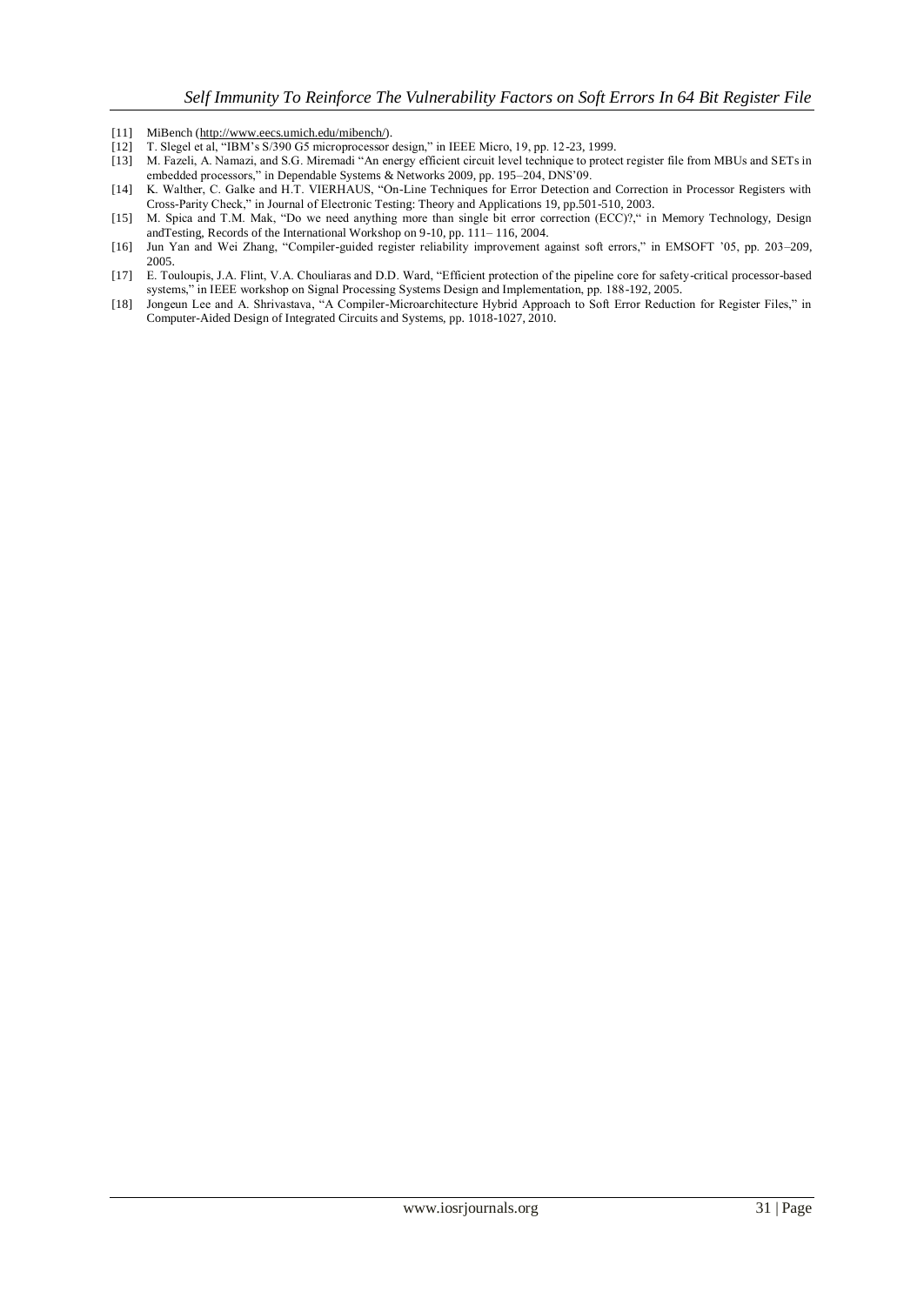[11] MiBench (http://www.eecs.umich.edu/mibench/).

[12] T. Slegel et al, "IBM's S/390 G5 microprocessor design," in IEEE Micro, 19, pp. 12-23, 1999.

[13] M. Fazeli, A. Namazi, and S.G. Miremadi "An energy efficient circuit level technique to protect register file from MBUs and SETs in embedded processors," in Dependable Systems & Networks 2009, pp. 195–204, DNS'09.

[14] K. Walther, C. Galke and H.T. VIERHAUS, "On-Line Techniques for Error Detection and Correction in Processor Registers with Cross-Parity Check," in Journal of Electronic Testing: Theory and Applications 19, pp.501-510, 2003.

[15] M. Spica and T.M. Mak, "Do we need anything more than single bit error correction (ECC)?," in Memory Technology, Design andTesting, Records of the International Workshop on 9-10, pp. 111– 116, 2004.

[16] Jun Yan and Wei Zhang, "Compiler-guided register reliability improvement against soft errors," in EMSOFT '05, pp. 203–209, 2005.

[17] E. Touloupis, J.A. Flint, V.A. Chouliaras and D.D. Ward, "Efficient protection of the pipeline core for safety-critical processor-based systems," in IEEE workshop on Signal Processing Systems Design and Implementation, pp. 188-192, 2005.

[18] Jongeun Lee and A. Shrivastava, "A Compiler-Microarchitecture Hybrid Approach to Soft Error Reduction for Register Files," in Computer-Aided Design of Integrated Circuits and Systems, pp. 1018-1027, 2010.